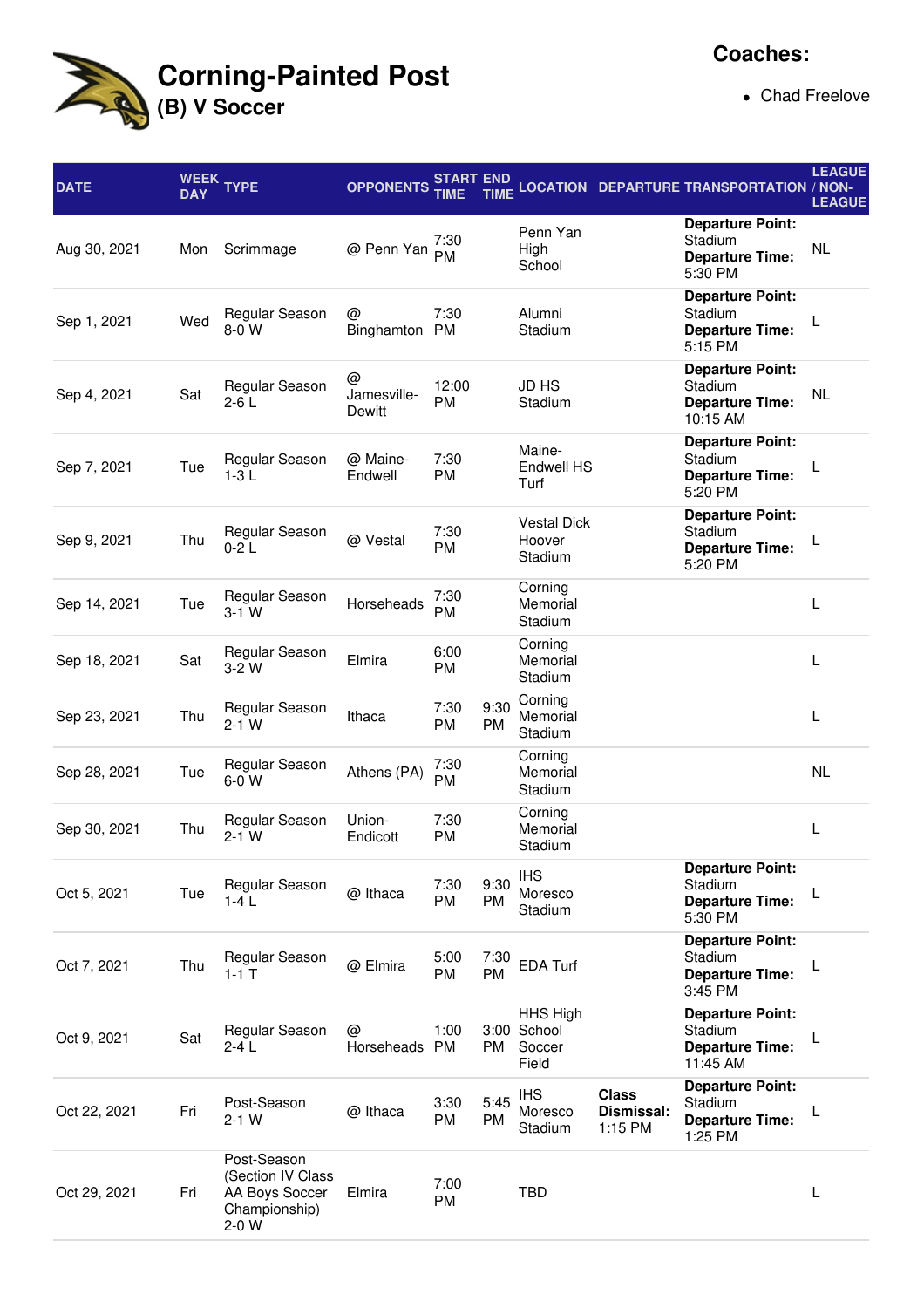# Corning-Painted Post

## (B) V Soccer

**Coaches:**

- Chad Freelove

| DATE | WEEK DAY | TYPE | OPPONENTS | START TIME | END TIME | LOCATION | DEPARTURE | TRANSPORTATION | LEAGUE / NON-LEAGUE |
|---|---|---|---|---|---|---|---|---|---|
| Aug 30, 2021 | Mon | Scrimmage | @ Penn Yan | 7:30 PM | | Penn Yan High School | | **Departure Point:** Stadium **Departure Time:** 5:30 PM | NL |
| Sep 1, 2021 | Wed | Regular Season 8-0 W | @ Binghamton | 7:30 PM | | Alumni Stadium | | **Departure Point:** Stadium **Departure Time:** 5:15 PM | L |
| Sep 4, 2021 | Sat | Regular Season 2-6 L | @ Jamesville-Dewitt | 12:00 PM | | JD HS Stadium | | **Departure Point:** Stadium **Departure Time:** 10:15 AM | NL |
| Sep 7, 2021 | Tue | Regular Season 1-3 L | @ Maine-Endwell | 7:30 PM | | Maine-Endwell HS Turf | | **Departure Point:** Stadium **Departure Time:** 5:20 PM | L |
| Sep 9, 2021 | Thu | Regular Season 0-2 L | @ Vestal | 7:30 PM | | Vestal Dick Hoover Stadium | | **Departure Point:** Stadium **Departure Time:** 5:20 PM | L |
| Sep 14, 2021 | Tue | Regular Season 3-1 W | Horseheads | 7:30 PM | | Corning Memorial Stadium | | | L |
| Sep 18, 2021 | Sat | Regular Season 3-2 W | Elmira | 6:00 PM | | Corning Memorial Stadium | | | L |
| Sep 23, 2021 | Thu | Regular Season 2-1 W | Ithaca | 7:30 PM | 9:30 PM | Corning Memorial Stadium | | | L |
| Sep 28, 2021 | Tue | Regular Season 6-0 W | Athens (PA) | 7:30 PM | | Corning Memorial Stadium | | | NL |
| Sep 30, 2021 | Thu | Regular Season 2-1 W | Union-Endicott | 7:30 PM | | Corning Memorial Stadium | | | L |
| Oct 5, 2021 | Tue | Regular Season 1-4 L | @ Ithaca | 7:30 PM | 9:30 PM | IHS Moresco Stadium | | **Departure Point:** Stadium **Departure Time:** 5:30 PM | L |
| Oct 7, 2021 | Thu | Regular Season 1-1 T | @ Elmira | 5:00 PM | 7:30 PM | EDA Turf | | **Departure Point:** Stadium **Departure Time:** 3:45 PM | L |
| Oct 9, 2021 | Sat | Regular Season 2-4 L | @ Horseheads | 1:00 PM | 3:00 PM | HHS High School Soccer Field | | **Departure Point:** Stadium **Departure Time:** 11:45 AM | L |
| Oct 22, 2021 | Fri | Post-Season 2-1 W | @ Ithaca | 3:30 PM | 5:45 PM | IHS Moresco Stadium | **Class Dismissal:** 1:15 PM | **Departure Point:** Stadium **Departure Time:** 1:25 PM | L |
| Oct 29, 2021 | Fri | Post-Season (Section IV Class AA Boys Soccer Championship) 2-0 W | Elmira | 7:00 PM | | TBD | | | L |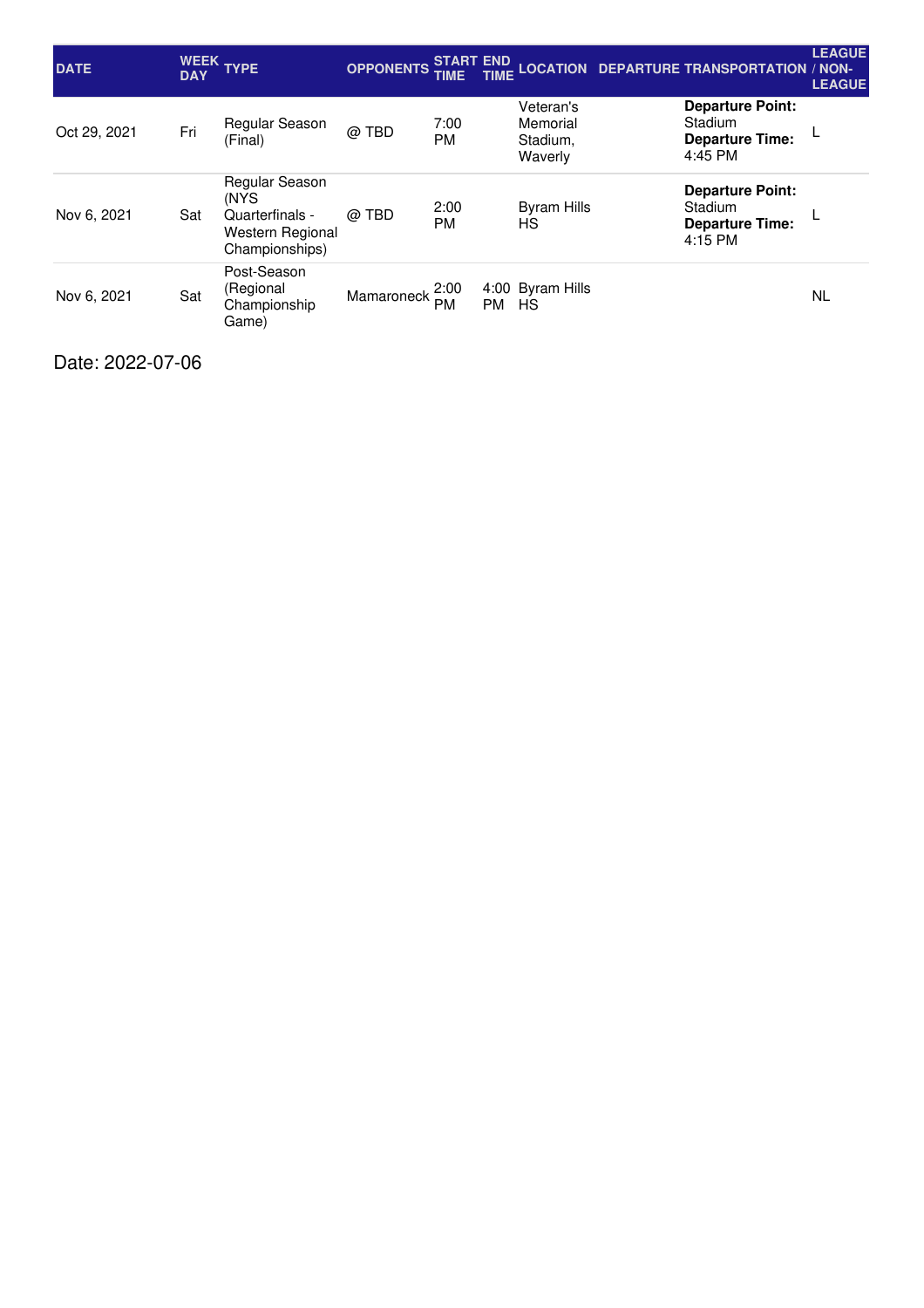| DATE | WEEK DAY | TYPE | OPPONENTS | START TIME | END TIME | LOCATION | DEPARTURE | TRANSPORTATION | LEAGUE / NON-LEAGUE |
|---|---|---|---|---|---|---|---|---|---|
| Oct 29, 2021 | Fri | Regular Season (Final) | @ TBD | 7:00 PM | | Veteran's Memorial Stadium, Waverly | | **Departure Point:** Stadium **Departure Time:** 4:45 PM | L |
| Nov 6, 2021 | Sat | Regular Season (NYS Quarterfinals - Western Regional Championships) | @ TBD | 2:00 PM | | Byram Hills HS | | **Departure Point:** Stadium **Departure Time:** 4:15 PM | L |
| Nov 6, 2021 | Sat | Post-Season (Regional Championship Game) | Mamaroneck | 2:00 PM | 4:00 PM | Byram Hills HS | | | NL |

Date: 2022-07-06